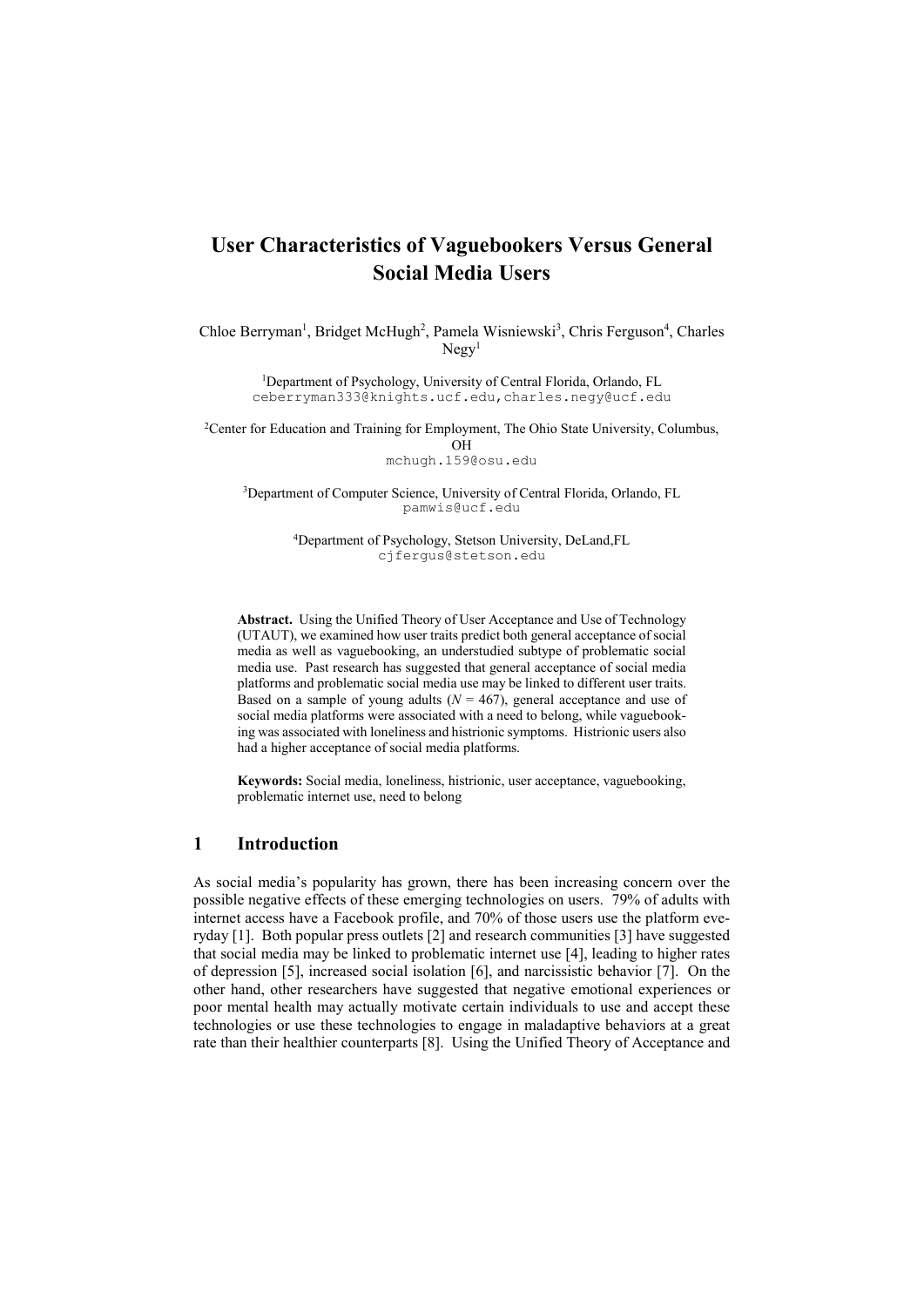# User Characteristics of Vaguebookers Versus General Social Media Users

Chloe Berryman[1], Bridget McHugh[2], Pamela Wisniewski[3], Chris Ferguson[4], Charles Negy[1]

[1]Department of Psychology, University of Central Florida, Orlando, FL
ceberryman333@knights.ucf.edu, charles.negy@ucf.edu

[2]Center for Education and Training for Employment, The Ohio State University, Columbus, OH
mchugh.159@osu.edu

[3]Department of Computer Science, University of Central Florida, Orlando, FL
pamwis@ucf.edu

[4]Department of Psychology, Stetson University, DeLand, FL
cjfergus@stetson.edu

**Abstract.** Using the Unified Theory of User Acceptance and Use of Technology (UTAUT), we examined how user traits predict both general acceptance of social media as well as vaguebooking, an understudied subtype of problematic social media use. Past research has suggested that general acceptance of social media platforms and problematic social media use may be linked to different user traits. Based on a sample of young adults (*N* = 467), general acceptance and use of social media platforms were associated with a need to belong, while vaguebooking was associated with loneliness and histrionic symptoms. Histrionic users also had a higher acceptance of social media platforms.

**Keywords:** Social media, loneliness, histrionic, user acceptance, vaguebooking, problematic internet use, need to belong

## 1 Introduction

As social media's popularity has grown, there has been increasing concern over the possible negative effects of these emerging technologies on users. 79% of adults with internet access have a Facebook profile, and 70% of those users use the platform everyday [1]. Both popular press outlets [2] and research communities [3] have suggested that social media may be linked to problematic internet use [4], leading to higher rates of depression [5], increased social isolation [6], and narcissistic behavior [7]. On the other hand, other researchers have suggested that negative emotional experiences or poor mental health may actually motivate certain individuals to use and accept these technologies or use these technologies to engage in maladaptive behaviors at a great rate than their healthier counterparts [8]. Using the Unified Theory of Acceptance and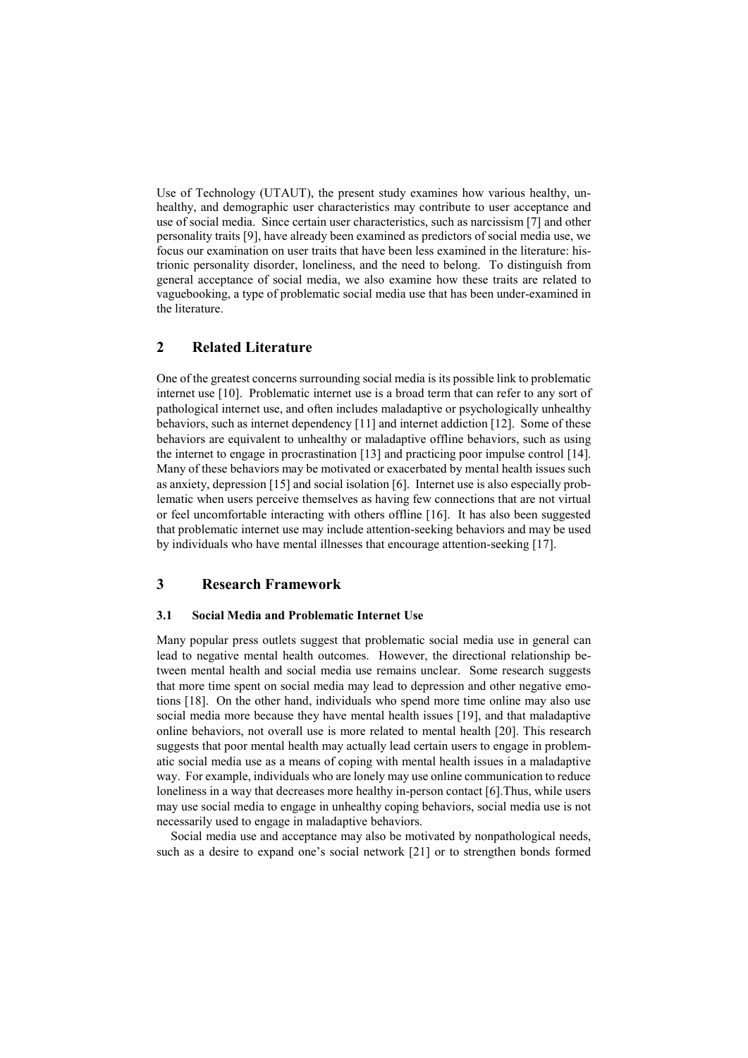Use of Technology (UTAUT), the present study examines how various healthy, unhealthy, and demographic user characteristics may contribute to user acceptance and use of social media. Since certain user characteristics, such as narcissism [7] and other personality traits [9], have already been examined as predictors of social media use, we focus our examination on user traits that have been less examined in the literature: histrionic personality disorder, loneliness, and the need to belong. To distinguish from general acceptance of social media, we also examine how these traits are related to vaguebooking, a type of problematic social media use that has been under-examined in the literature.

## 2 Related Literature

One of the greatest concerns surrounding social media is its possible link to problematic internet use [10]. Problematic internet use is a broad term that can refer to any sort of pathological internet use, and often includes maladaptive or psychologically unhealthy behaviors, such as internet dependency [11] and internet addiction [12]. Some of these behaviors are equivalent to unhealthy or maladaptive offline behaviors, such as using the internet to engage in procrastination [13] and practicing poor impulse control [14]. Many of these behaviors may be motivated or exacerbated by mental health issues such as anxiety, depression [15] and social isolation [6]. Internet use is also especially problematic when users perceive themselves as having few connections that are not virtual or feel uncomfortable interacting with others offline [16]. It has also been suggested that problematic internet use may include attention-seeking behaviors and may be used by individuals who have mental illnesses that encourage attention-seeking [17].

## 3 Research Framework

### 3.1 Social Media and Problematic Internet Use

Many popular press outlets suggest that problematic social media use in general can lead to negative mental health outcomes. However, the directional relationship between mental health and social media use remains unclear. Some research suggests that more time spent on social media may lead to depression and other negative emotions [18]. On the other hand, individuals who spend more time online may also use social media more because they have mental health issues [19], and that maladaptive online behaviors, not overall use is more related to mental health [20]. This research suggests that poor mental health may actually lead certain users to engage in problematic social media use as a means of coping with mental health issues in a maladaptive way. For example, individuals who are lonely may use online communication to reduce loneliness in a way that decreases more healthy in-person contact [6].Thus, while users may use social media to engage in unhealthy coping behaviors, social media use is not necessarily used to engage in maladaptive behaviors.

Social media use and acceptance may also be motivated by nonpathological needs, such as a desire to expand one's social network [21] or to strengthen bonds formed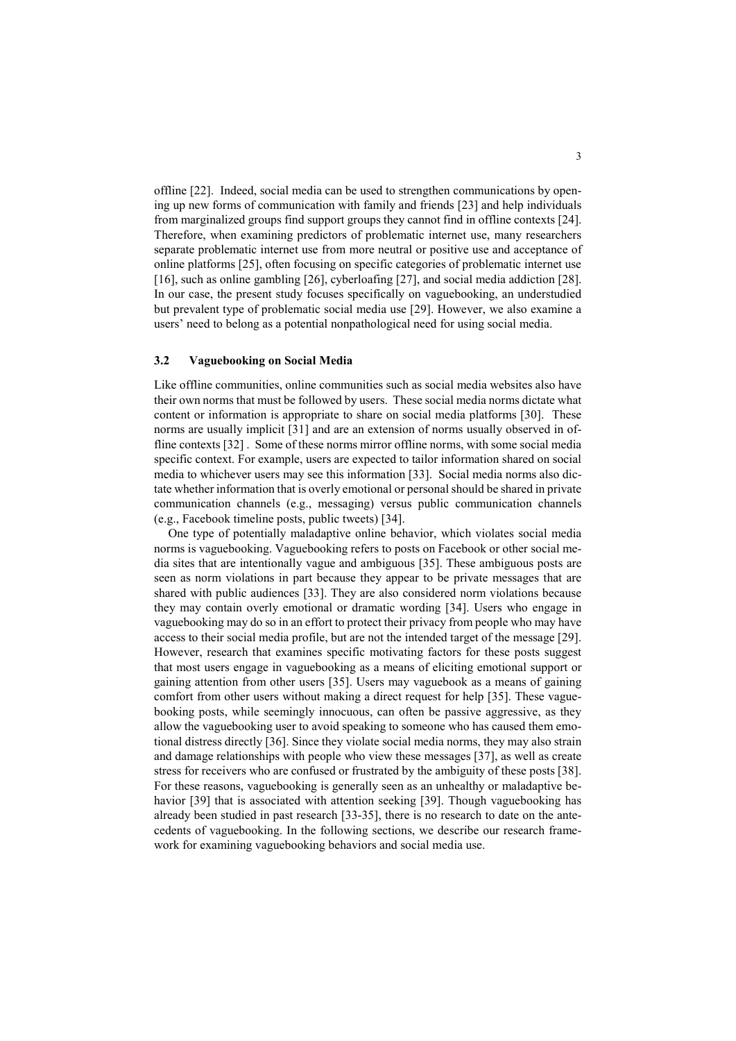offline [22]. Indeed, social media can be used to strengthen communications by opening up new forms of communication with family and friends [23] and help individuals from marginalized groups find support groups they cannot find in offline contexts [24]. Therefore, when examining predictors of problematic internet use, many researchers separate problematic internet use from more neutral or positive use and acceptance of online platforms [25], often focusing on specific categories of problematic internet use [16], such as online gambling [26], cyberloafing [27], and social media addiction [28]. In our case, the present study focuses specifically on vaguebooking, an understudied but prevalent type of problematic social media use [29]. However, we also examine a users' need to belong as a potential nonpathological need for using social media.

### 3.2 Vaguebooking on Social Media

Like offline communities, online communities such as social media websites also have their own norms that must be followed by users. These social media norms dictate what content or information is appropriate to share on social media platforms [30]. These norms are usually implicit [31] and are an extension of norms usually observed in offline contexts [32] . Some of these norms mirror offline norms, with some social media specific context. For example, users are expected to tailor information shared on social media to whichever users may see this information [33]. Social media norms also dictate whether information that is overly emotional or personal should be shared in private communication channels (e.g., messaging) versus public communication channels (e.g., Facebook timeline posts, public tweets) [34].

One type of potentially maladaptive online behavior, which violates social media norms is vaguebooking. Vaguebooking refers to posts on Facebook or other social media sites that are intentionally vague and ambiguous [35]. These ambiguous posts are seen as norm violations in part because they appear to be private messages that are shared with public audiences [33]. They are also considered norm violations because they may contain overly emotional or dramatic wording [34]. Users who engage in vaguebooking may do so in an effort to protect their privacy from people who may have access to their social media profile, but are not the intended target of the message [29]. However, research that examines specific motivating factors for these posts suggest that most users engage in vaguebooking as a means of eliciting emotional support or gaining attention from other users [35]. Users may vaguebook as a means of gaining comfort from other users without making a direct request for help [35]. These vaguebooking posts, while seemingly innocuous, can often be passive aggressive, as they allow the vaguebooking user to avoid speaking to someone who has caused them emotional distress directly [36]. Since they violate social media norms, they may also strain and damage relationships with people who view these messages [37], as well as create stress for receivers who are confused or frustrated by the ambiguity of these posts [38]. For these reasons, vaguebooking is generally seen as an unhealthy or maladaptive behavior [39] that is associated with attention seeking [39]. Though vaguebooking has already been studied in past research [33-35], there is no research to date on the antecedents of vaguebooking. In the following sections, we describe our research framework for examining vaguebooking behaviors and social media use.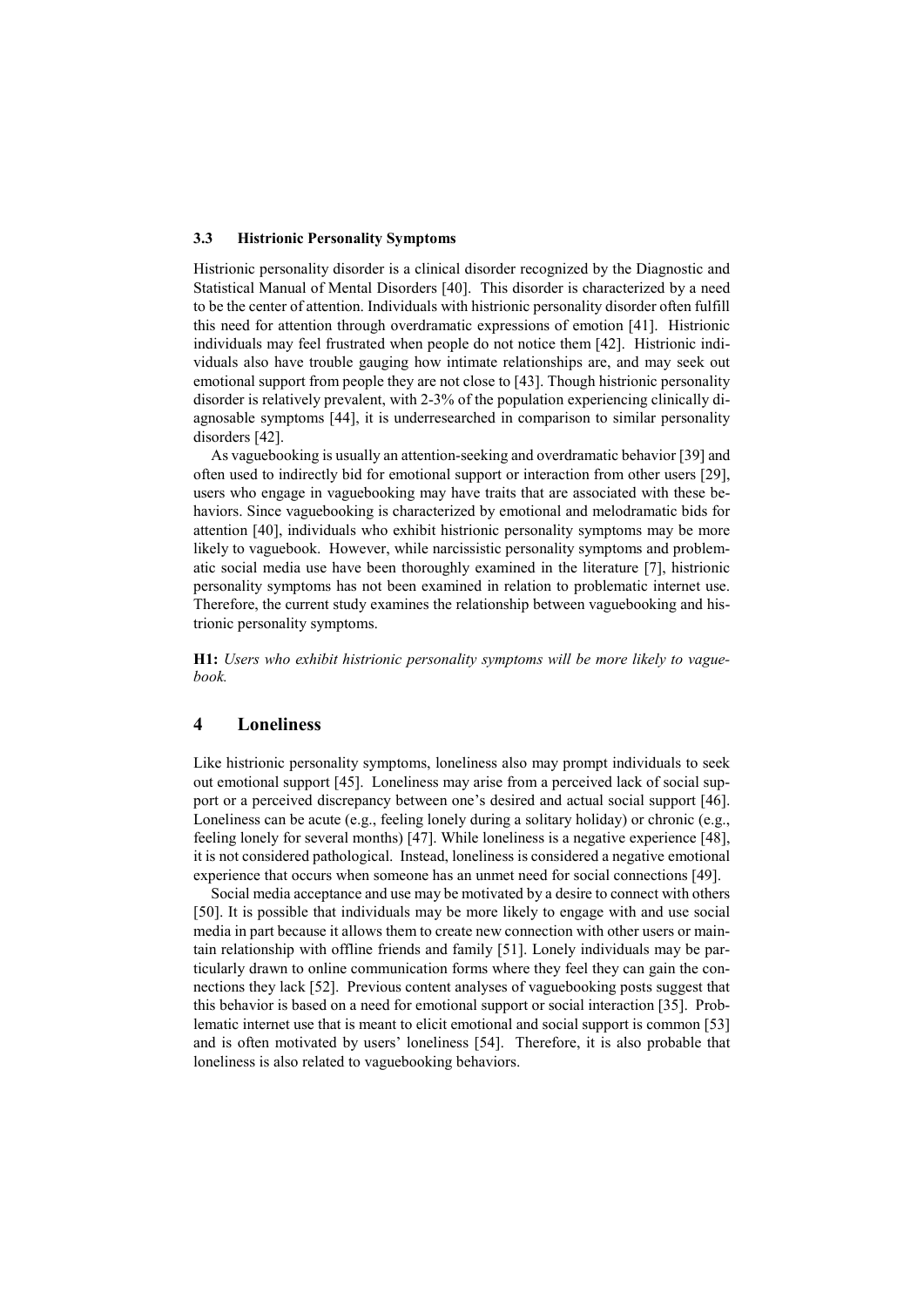### 3.3 Histrionic Personality Symptoms

Histrionic personality disorder is a clinical disorder recognized by the Diagnostic and Statistical Manual of Mental Disorders [40]. This disorder is characterized by a need to be the center of attention. Individuals with histrionic personality disorder often fulfill this need for attention through overdramatic expressions of emotion [41]. Histrionic individuals may feel frustrated when people do not notice them [42]. Histrionic individuals also have trouble gauging how intimate relationships are, and may seek out emotional support from people they are not close to [43]. Though histrionic personality disorder is relatively prevalent, with 2-3% of the population experiencing clinically diagnosable symptoms [44], it is underresearched in comparison to similar personality disorders [42].

As vaguebooking is usually an attention-seeking and overdramatic behavior [39] and often used to indirectly bid for emotional support or interaction from other users [29], users who engage in vaguebooking may have traits that are associated with these behaviors. Since vaguebooking is characterized by emotional and melodramatic bids for attention [40], individuals who exhibit histrionic personality symptoms may be more likely to vaguebook. However, while narcissistic personality symptoms and problematic social media use have been thoroughly examined in the literature [7], histrionic personality symptoms has not been examined in relation to problematic internet use. Therefore, the current study examines the relationship between vaguebooking and histrionic personality symptoms.

**H1:** *Users who exhibit histrionic personality symptoms will be more likely to vaguebook.*

## 4 Loneliness

Like histrionic personality symptoms, loneliness also may prompt individuals to seek out emotional support [45]. Loneliness may arise from a perceived lack of social support or a perceived discrepancy between one's desired and actual social support [46]. Loneliness can be acute (e.g., feeling lonely during a solitary holiday) or chronic (e.g., feeling lonely for several months) [47]. While loneliness is a negative experience [48], it is not considered pathological. Instead, loneliness is considered a negative emotional experience that occurs when someone has an unmet need for social connections [49].

Social media acceptance and use may be motivated by a desire to connect with others [50]. It is possible that individuals may be more likely to engage with and use social media in part because it allows them to create new connection with other users or maintain relationship with offline friends and family [51]. Lonely individuals may be particularly drawn to online communication forms where they feel they can gain the connections they lack [52]. Previous content analyses of vaguebooking posts suggest that this behavior is based on a need for emotional support or social interaction [35]. Problematic internet use that is meant to elicit emotional and social support is common [53] and is often motivated by users' loneliness [54]. Therefore, it is also probable that loneliness is also related to vaguebooking behaviors.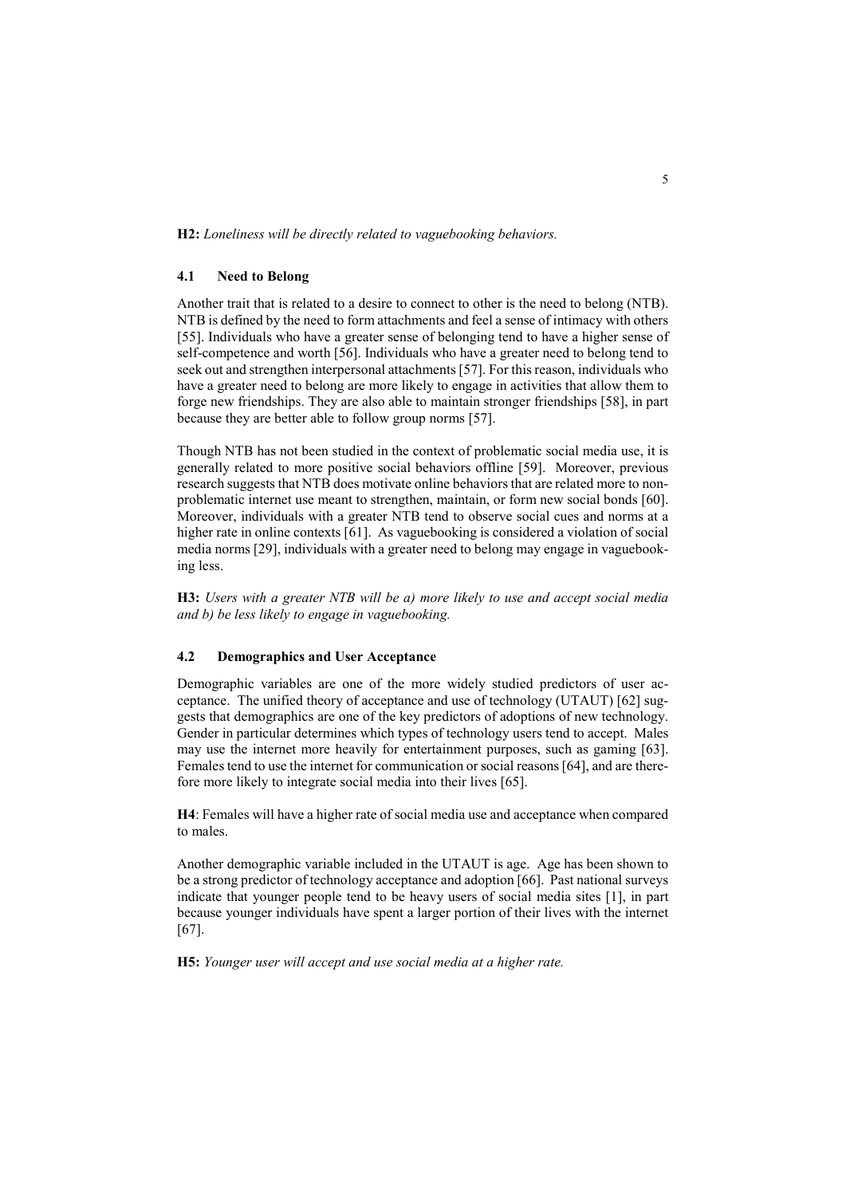**H2:** *Loneliness will be directly related to vaguebooking behaviors.*

### 4.1 Need to Belong

Another trait that is related to a desire to connect to other is the need to belong (NTB). NTB is defined by the need to form attachments and feel a sense of intimacy with others [55]. Individuals who have a greater sense of belonging tend to have a higher sense of self-competence and worth [56]. Individuals who have a greater need to belong tend to seek out and strengthen interpersonal attachments [57]. For this reason, individuals who have a greater need to belong are more likely to engage in activities that allow them to forge new friendships. They are also able to maintain stronger friendships [58], in part because they are better able to follow group norms [57].

Though NTB has not been studied in the context of problematic social media use, it is generally related to more positive social behaviors offline [59]. Moreover, previous research suggests that NTB does motivate online behaviors that are related more to non-problematic internet use meant to strengthen, maintain, or form new social bonds [60]. Moreover, individuals with a greater NTB tend to observe social cues and norms at a higher rate in online contexts [61]. As vaguebooking is considered a violation of social media norms [29], individuals with a greater need to belong may engage in vaguebooking less.

**H3:** *Users with a greater NTB will be a) more likely to use and accept social media and b) be less likely to engage in vaguebooking.*

### 4.2 Demographics and User Acceptance

Demographic variables are one of the more widely studied predictors of user acceptance. The unified theory of acceptance and use of technology (UTAUT) [62] suggests that demographics are one of the key predictors of adoptions of new technology. Gender in particular determines which types of technology users tend to accept. Males may use the internet more heavily for entertainment purposes, such as gaming [63]. Females tend to use the internet for communication or social reasons [64], and are therefore more likely to integrate social media into their lives [65].

**H4**: Females will have a higher rate of social media use and acceptance when compared to males.

Another demographic variable included in the UTAUT is age. Age has been shown to be a strong predictor of technology acceptance and adoption [66]. Past national surveys indicate that younger people tend to be heavy users of social media sites [1], in part because younger individuals have spent a larger portion of their lives with the internet [67].

**H5:** *Younger user will accept and use social media at a higher rate.*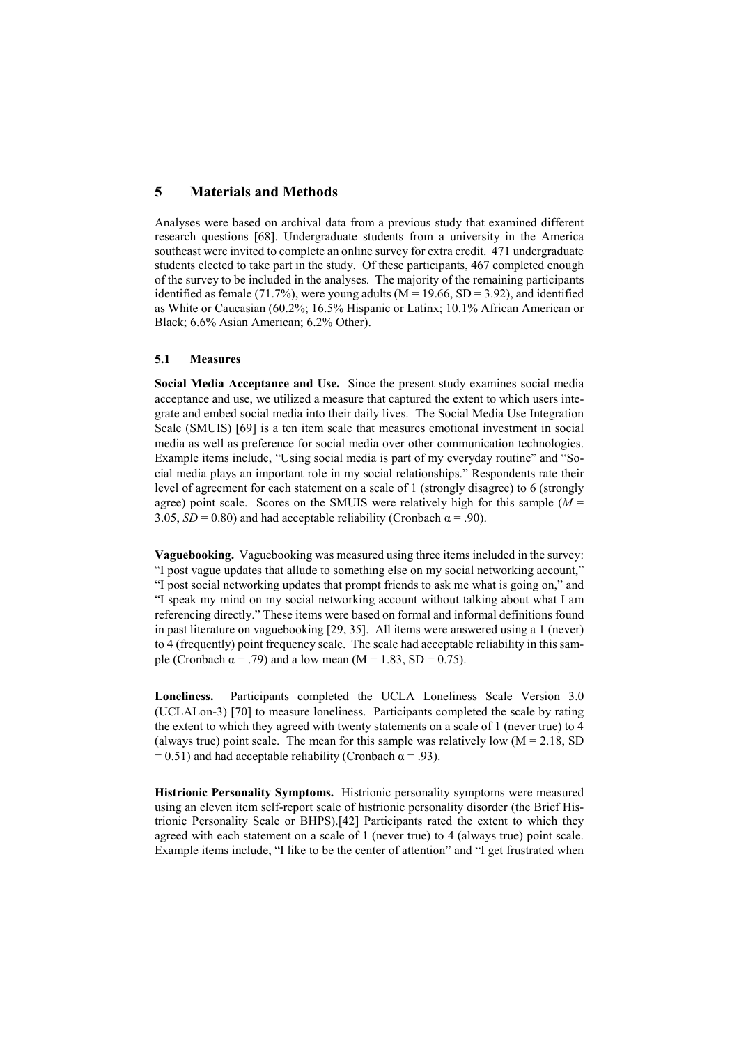## 5 Materials and Methods

Analyses were based on archival data from a previous study that examined different research questions [68]. Undergraduate students from a university in the America southeast were invited to complete an online survey for extra credit. 471 undergraduate students elected to take part in the study. Of these participants, 467 completed enough of the survey to be included in the analyses. The majority of the remaining participants identified as female (71.7%), were young adults (M = 19.66, SD = 3.92), and identified as White or Caucasian (60.2%; 16.5% Hispanic or Latinx; 10.1% African American or Black; 6.6% Asian American; 6.2% Other).

### 5.1 Measures

**Social Media Acceptance and Use.** Since the present study examines social media acceptance and use, we utilized a measure that captured the extent to which users integrate and embed social media into their daily lives. The Social Media Use Integration Scale (SMUIS) [69] is a ten item scale that measures emotional investment in social media as well as preference for social media over other communication technologies. Example items include, "Using social media is part of my everyday routine" and "Social media plays an important role in my social relationships." Respondents rate their level of agreement for each statement on a scale of 1 (strongly disagree) to 6 (strongly agree) point scale. Scores on the SMUIS were relatively high for this sample ($M$ = 3.05, $SD$ = 0.80) and had acceptable reliability (Cronbach α = .90).

**Vaguebooking.** Vaguebooking was measured using three items included in the survey: "I post vague updates that allude to something else on my social networking account," "I post social networking updates that prompt friends to ask me what is going on," and "I speak my mind on my social networking account without talking about what I am referencing directly." These items were based on formal and informal definitions found in past literature on vaguebooking [29, 35]. All items were answered using a 1 (never) to 4 (frequently) point frequency scale. The scale had acceptable reliability in this sample (Cronbach α = .79) and a low mean (M = 1.83, SD = 0.75).

**Loneliness.** Participants completed the UCLA Loneliness Scale Version 3.0 (UCLALon-3) [70] to measure loneliness. Participants completed the scale by rating the extent to which they agreed with twenty statements on a scale of 1 (never true) to 4 (always true) point scale. The mean for this sample was relatively low (M = 2.18, SD = 0.51) and had acceptable reliability (Cronbach α = .93).

**Histrionic Personality Symptoms.** Histrionic personality symptoms were measured using an eleven item self-report scale of histrionic personality disorder (the Brief Histrionic Personality Scale or BHPS).[42] Participants rated the extent to which they agreed with each statement on a scale of 1 (never true) to 4 (always true) point scale. Example items include, "I like to be the center of attention" and "I get frustrated when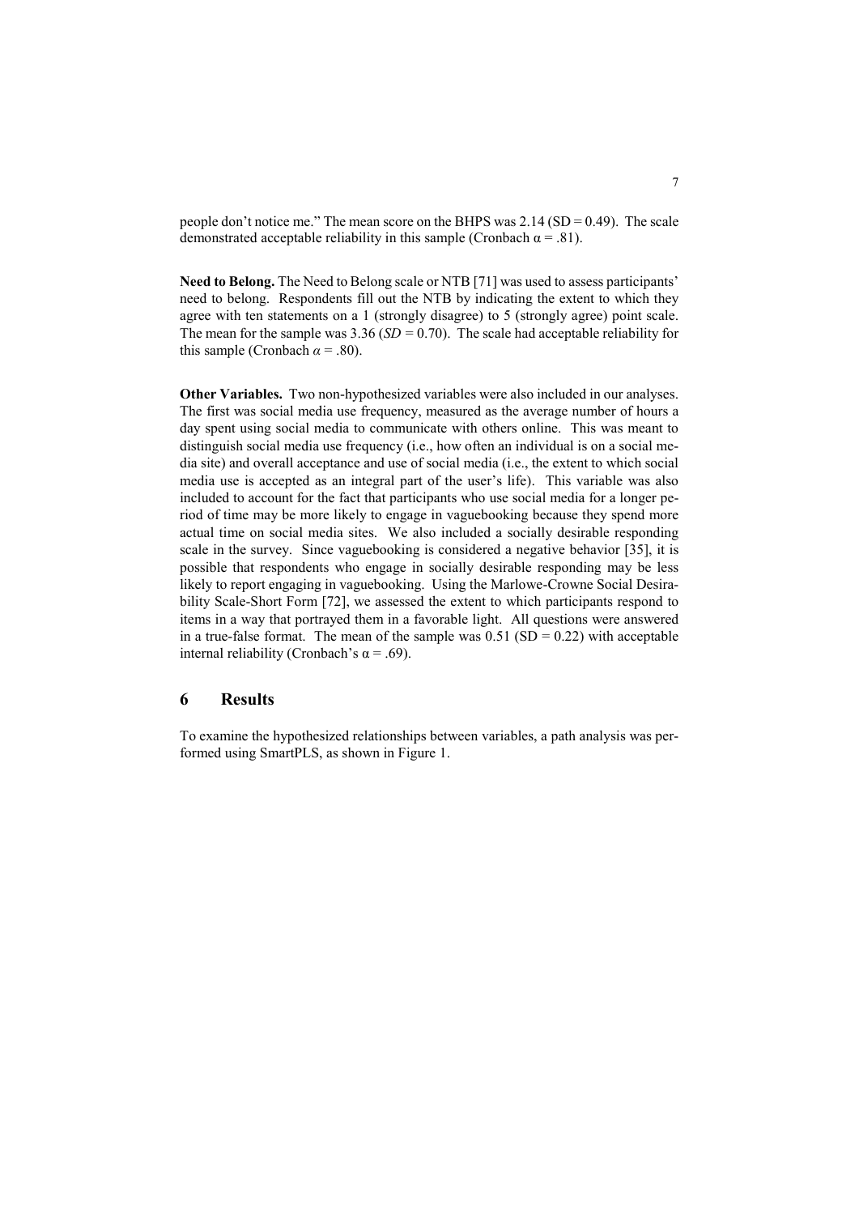people don't notice me." The mean score on the BHPS was 2.14 (SD = 0.49). The scale demonstrated acceptable reliability in this sample (Cronbach $\alpha$ = .81).

**Need to Belong.** The Need to Belong scale or NTB [71] was used to assess participants' need to belong. Respondents fill out the NTB by indicating the extent to which they agree with ten statements on a 1 (strongly disagree) to 5 (strongly agree) point scale. The mean for the sample was 3.36 (*SD* = 0.70). The scale had acceptable reliability for this sample (Cronbach $\alpha$ = .80).

**Other Variables.** Two non-hypothesized variables were also included in our analyses. The first was social media use frequency, measured as the average number of hours a day spent using social media to communicate with others online. This was meant to distinguish social media use frequency (i.e., how often an individual is on a social media site) and overall acceptance and use of social media (i.e., the extent to which social media use is accepted as an integral part of the user's life). This variable was also included to account for the fact that participants who use social media for a longer period of time may be more likely to engage in vaguebooking because they spend more actual time on social media sites. We also included a socially desirable responding scale in the survey. Since vaguebooking is considered a negative behavior [35], it is possible that respondents who engage in socially desirable responding may be less likely to report engaging in vaguebooking. Using the Marlowe-Crowne Social Desirability Scale-Short Form [72], we assessed the extent to which participants respond to items in a way that portrayed them in a favorable light. All questions were answered in a true-false format. The mean of the sample was 0.51 (SD = 0.22) with acceptable internal reliability (Cronbach's $\alpha$ = .69).

## 6 Results

To examine the hypothesized relationships between variables, a path analysis was performed using SmartPLS, as shown in Figure 1.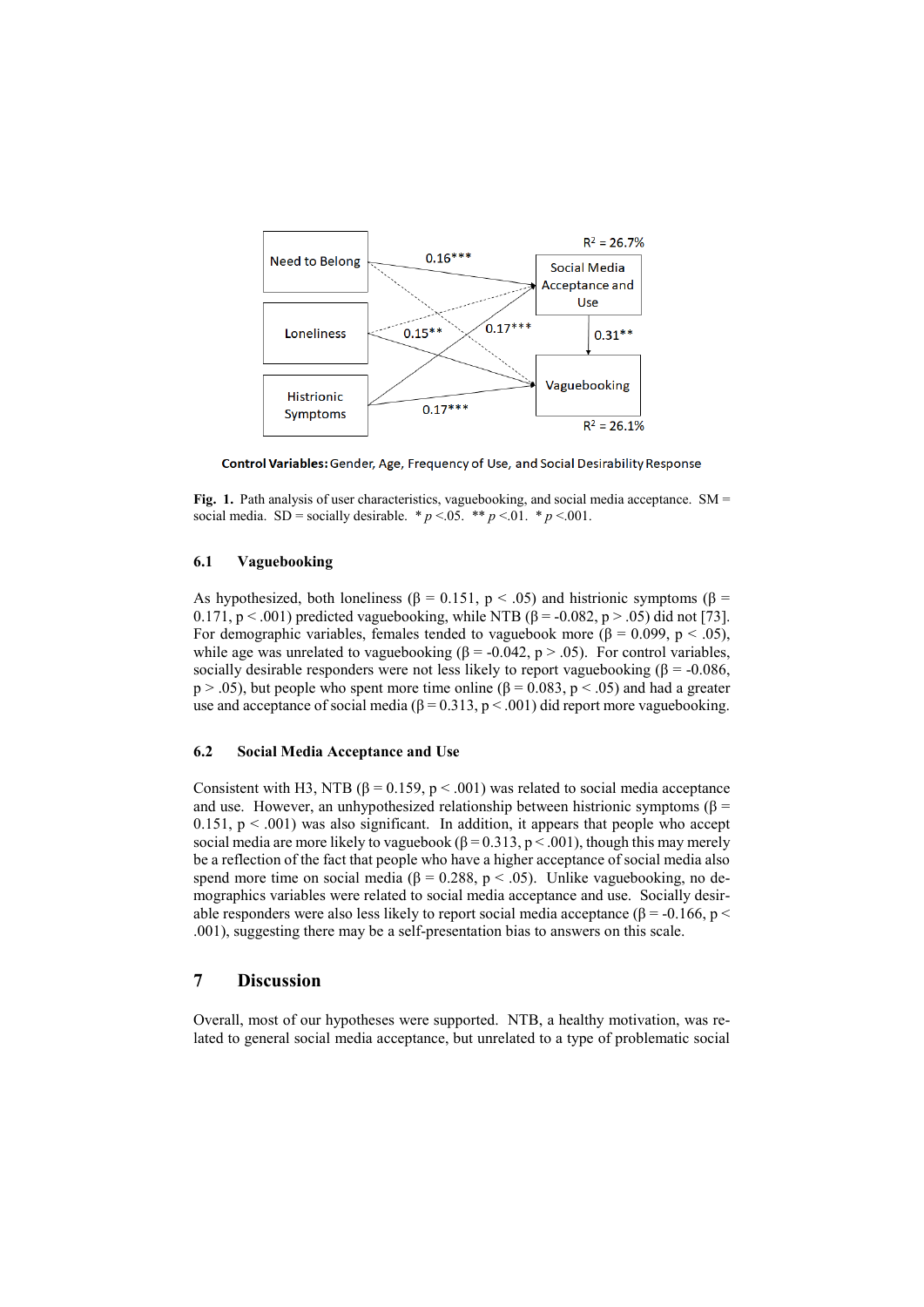**Control Variables:** Gender, Age, Frequency of Use, and Social Desirability Response

**Fig. 1.** Path analysis of user characteristics, vaguebooking, and social media acceptance. SM = social media. SD = socially desirable. * *p* <.05. ** *p* <.01. * *p* <.001.

### 6.1 Vaguebooking

As hypothesized, both loneliness (β = 0.151, p < .05) and histrionic symptoms (β = 0.171, p < .001) predicted vaguebooking, while NTB (β = -0.082, p > .05) did not [73]. For demographic variables, females tended to vaguebook more (β = 0.099, p < .05), while age was unrelated to vaguebooking (β = -0.042, p > .05). For control variables, socially desirable responders were not less likely to report vaguebooking (β = -0.086, p > .05), but people who spent more time online (β = 0.083, p < .05) and had a greater use and acceptance of social media (β = 0.313, p < .001) did report more vaguebooking.

### 6.2 Social Media Acceptance and Use

Consistent with H3, NTB (β = 0.159, p < .001) was related to social media acceptance and use. However, an unhypothesized relationship between histrionic symptoms (β = 0.151, p < .001) was also significant. In addition, it appears that people who accept social media are more likely to vaguebook (β = 0.313, p < .001), though this may merely be a reflection of the fact that people who have a higher acceptance of social media also spend more time on social media (β = 0.288, p < .05). Unlike vaguebooking, no demographics variables were related to social media acceptance and use. Socially desirable responders were also less likely to report social media acceptance (β = -0.166, p < .001), suggesting there may be a self-presentation bias to answers on this scale.

## 7 Discussion

Overall, most of our hypotheses were supported. NTB, a healthy motivation, was related to general social media acceptance, but unrelated to a type of problematic social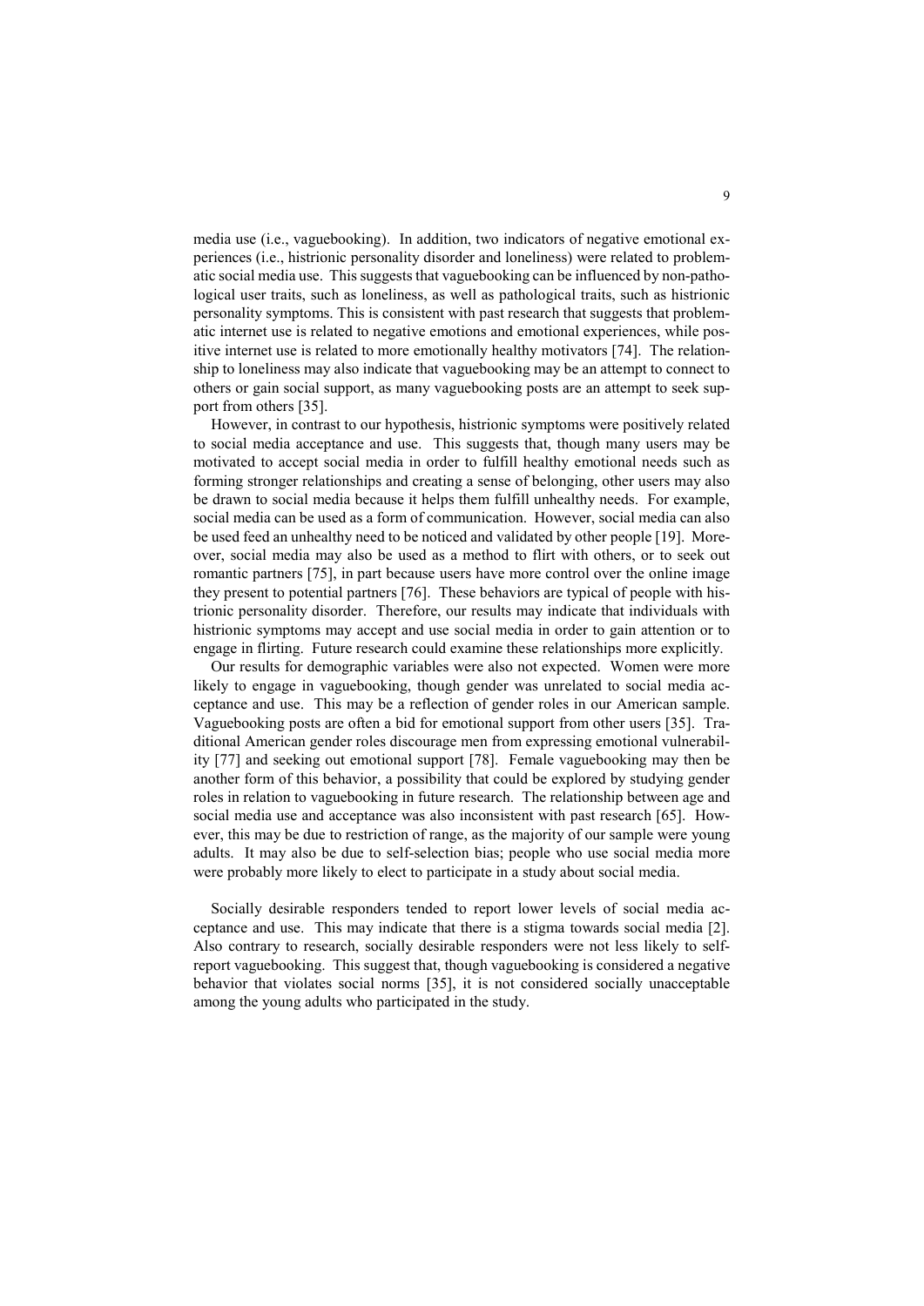media use (i.e., vaguebooking). In addition, two indicators of negative emotional experiences (i.e., histrionic personality disorder and loneliness) were related to problematic social media use. This suggests that vaguebooking can be influenced by non-pathological user traits, such as loneliness, as well as pathological traits, such as histrionic personality symptoms. This is consistent with past research that suggests that problematic internet use is related to negative emotions and emotional experiences, while positive internet use is related to more emotionally healthy motivators [74]. The relationship to loneliness may also indicate that vaguebooking may be an attempt to connect to others or gain social support, as many vaguebooking posts are an attempt to seek support from others [35].

However, in contrast to our hypothesis, histrionic symptoms were positively related to social media acceptance and use. This suggests that, though many users may be motivated to accept social media in order to fulfill healthy emotional needs such as forming stronger relationships and creating a sense of belonging, other users may also be drawn to social media because it helps them fulfill unhealthy needs. For example, social media can be used as a form of communication. However, social media can also be used feed an unhealthy need to be noticed and validated by other people [19]. Moreover, social media may also be used as a method to flirt with others, or to seek out romantic partners [75], in part because users have more control over the online image they present to potential partners [76]. These behaviors are typical of people with histrionic personality disorder. Therefore, our results may indicate that individuals with histrionic symptoms may accept and use social media in order to gain attention or to engage in flirting. Future research could examine these relationships more explicitly.

Our results for demographic variables were also not expected. Women were more likely to engage in vaguebooking, though gender was unrelated to social media acceptance and use. This may be a reflection of gender roles in our American sample. Vaguebooking posts are often a bid for emotional support from other users [35]. Traditional American gender roles discourage men from expressing emotional vulnerability [77] and seeking out emotional support [78]. Female vaguebooking may then be another form of this behavior, a possibility that could be explored by studying gender roles in relation to vaguebooking in future research. The relationship between age and social media use and acceptance was also inconsistent with past research [65]. However, this may be due to restriction of range, as the majority of our sample were young adults. It may also be due to self-selection bias; people who use social media more were probably more likely to elect to participate in a study about social media.

Socially desirable responders tended to report lower levels of social media acceptance and use. This may indicate that there is a stigma towards social media [2]. Also contrary to research, socially desirable responders were not less likely to self-report vaguebooking. This suggest that, though vaguebooking is considered a negative behavior that violates social norms [35], it is not considered socially unacceptable among the young adults who participated in the study.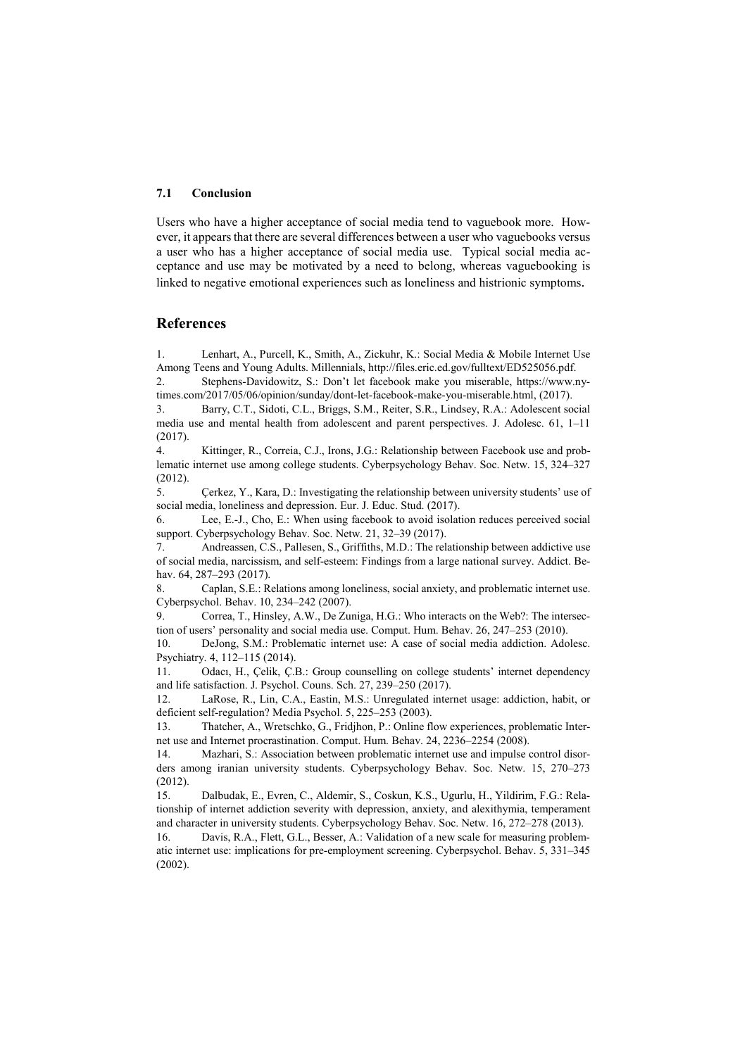### 7.1 Conclusion

Users who have a higher acceptance of social media tend to vaguebook more. However, it appears that there are several differences between a user who vaguebooks versus a user who has a higher acceptance of social media use. Typical social media acceptance and use may be motivated by a need to belong, whereas vaguebooking is linked to negative emotional experiences such as loneliness and histrionic symptoms.

## References

1. Lenhart, A., Purcell, K., Smith, A., Zickuhr, K.: Social Media & Mobile Internet Use Among Teens and Young Adults. Millennials, http://files.eric.ed.gov/fulltext/ED525056.pdf.
2. Stephens-Davidowitz, S.: Don't let facebook make you miserable, https://www.nytimes.com/2017/05/06/opinion/sunday/dont-let-facebook-make-you-miserable.html, (2017).
3. Barry, C.T., Sidoti, C.L., Briggs, S.M., Reiter, S.R., Lindsey, R.A.: Adolescent social media use and mental health from adolescent and parent perspectives. J. Adolesc. 61, 1–11 (2017).
4. Kittinger, R., Correia, C.J., Irons, J.G.: Relationship between Facebook use and problematic internet use among college students. Cyberpsychology Behav. Soc. Netw. 15, 324–327 (2012).
5. Çerkez, Y., Kara, D.: Investigating the relationship between university students' use of social media, loneliness and depression. Eur. J. Educ. Stud. (2017).
6. Lee, E.-J., Cho, E.: When using facebook to avoid isolation reduces perceived social support. Cyberpsychology Behav. Soc. Netw. 21, 32–39 (2017).
7. Andreassen, C.S., Pallesen, S., Griffiths, M.D.: The relationship between addictive use of social media, narcissism, and self-esteem: Findings from a large national survey. Addict. Behav. 64, 287–293 (2017).
8. Caplan, S.E.: Relations among loneliness, social anxiety, and problematic internet use. Cyberpsychol. Behav. 10, 234–242 (2007).
9. Correa, T., Hinsley, A.W., De Zuniga, H.G.: Who interacts on the Web?: The intersection of users' personality and social media use. Comput. Hum. Behav. 26, 247–253 (2010).
10. DeJong, S.M.: Problematic internet use: A case of social media addiction. Adolesc. Psychiatry. 4, 112–115 (2014).
11. Odacı, H., Çelik, Ç.B.: Group counselling on college students' internet dependency and life satisfaction. J. Psychol. Couns. Sch. 27, 239–250 (2017).
12. LaRose, R., Lin, C.A., Eastin, M.S.: Unregulated internet usage: addiction, habit, or deficient self-regulation? Media Psychol. 5, 225–253 (2003).
13. Thatcher, A., Wretschko, G., Fridjhon, P.: Online flow experiences, problematic Internet use and Internet procrastination. Comput. Hum. Behav. 24, 2236–2254 (2008).
14. Mazhari, S.: Association between problematic internet use and impulse control disorders among iranian university students. Cyberpsychology Behav. Soc. Netw. 15, 270–273 (2012).
15. Dalbudak, E., Evren, C., Aldemir, S., Coskun, K.S., Ugurlu, H., Yildirim, F.G.: Relationship of internet addiction severity with depression, anxiety, and alexithymia, temperament and character in university students. Cyberpsychology Behav. Soc. Netw. 16, 272–278 (2013).
16. Davis, R.A., Flett, G.L., Besser, A.: Validation of a new scale for measuring problematic internet use: implications for pre-employment screening. Cyberpsychol. Behav. 5, 331–345 (2002).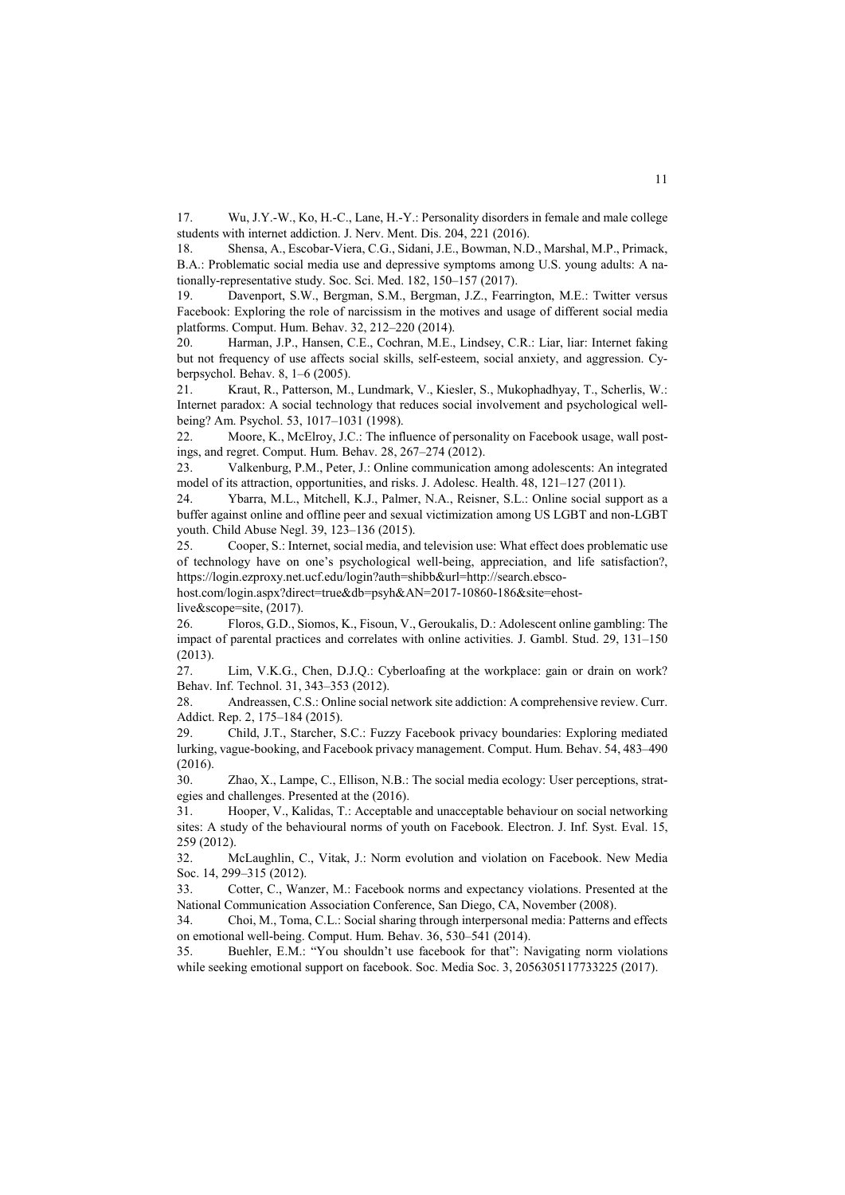17. Wu, J.Y.-W., Ko, H.-C., Lane, H.-Y.: Personality disorders in female and male college students with internet addiction. J. Nerv. Ment. Dis. 204, 221 (2016).
18. Shensa, A., Escobar-Viera, C.G., Sidani, J.E., Bowman, N.D., Marshal, M.P., Primack, B.A.: Problematic social media use and depressive symptoms among U.S. young adults: A nationally-representative study. Soc. Sci. Med. 182, 150–157 (2017).
19. Davenport, S.W., Bergman, S.M., Bergman, J.Z., Fearrington, M.E.: Twitter versus Facebook: Exploring the role of narcissism in the motives and usage of different social media platforms. Comput. Hum. Behav. 32, 212–220 (2014).
20. Harman, J.P., Hansen, C.E., Cochran, M.E., Lindsey, C.R.: Liar, liar: Internet faking but not frequency of use affects social skills, self-esteem, social anxiety, and aggression. Cyberpsychol. Behav. 8, 1–6 (2005).
21. Kraut, R., Patterson, M., Lundmark, V., Kiesler, S., Mukophadhyay, T., Scherlis, W.: Internet paradox: A social technology that reduces social involvement and psychological well-being? Am. Psychol. 53, 1017–1031 (1998).
22. Moore, K., McElroy, J.C.: The influence of personality on Facebook usage, wall postings, and regret. Comput. Hum. Behav. 28, 267–274 (2012).
23. Valkenburg, P.M., Peter, J.: Online communication among adolescents: An integrated model of its attraction, opportunities, and risks. J. Adolesc. Health. 48, 121–127 (2011).
24. Ybarra, M.L., Mitchell, K.J., Palmer, N.A., Reisner, S.L.: Online social support as a buffer against online and offline peer and sexual victimization among US LGBT and non-LGBT youth. Child Abuse Negl. 39, 123–136 (2015).
25. Cooper, S.: Internet, social media, and television use: What effect does problematic use of technology have on one's psychological well-being, appreciation, and life satisfaction?, https://login.ezproxy.net.ucf.edu/login?auth=shibb&url=http://search.ebscohost.com/login.aspx?direct=true&db=psyh&AN=2017-10860-186&site=ehost-live&scope=site, (2017).
26. Floros, G.D., Siomos, K., Fisoun, V., Geroukalis, D.: Adolescent online gambling: The impact of parental practices and correlates with online activities. J. Gambl. Stud. 29, 131–150 (2013).
27. Lim, V.K.G., Chen, D.J.Q.: Cyberloafing at the workplace: gain or drain on work? Behav. Inf. Technol. 31, 343–353 (2012).
28. Andreassen, C.S.: Online social network site addiction: A comprehensive review. Curr. Addict. Rep. 2, 175–184 (2015).
29. Child, J.T., Starcher, S.C.: Fuzzy Facebook privacy boundaries: Exploring mediated lurking, vague-booking, and Facebook privacy management. Comput. Hum. Behav. 54, 483–490 (2016).
30. Zhao, X., Lampe, C., Ellison, N.B.: The social media ecology: User perceptions, strategies and challenges. Presented at the (2016).
31. Hooper, V., Kalidas, T.: Acceptable and unacceptable behaviour on social networking sites: A study of the behavioural norms of youth on Facebook. Electron. J. Inf. Syst. Eval. 15, 259 (2012).
32. McLaughlin, C., Vitak, J.: Norm evolution and violation on Facebook. New Media Soc. 14, 299–315 (2012).
33. Cotter, C., Wanzer, M.: Facebook norms and expectancy violations. Presented at the National Communication Association Conference, San Diego, CA, November (2008).
34. Choi, M., Toma, C.L.: Social sharing through interpersonal media: Patterns and effects on emotional well-being. Comput. Hum. Behav. 36, 530–541 (2014).
35. Buehler, E.M.: "You shouldn't use facebook for that": Navigating norm violations while seeking emotional support on facebook. Soc. Media Soc. 3, 2056305117733225 (2017).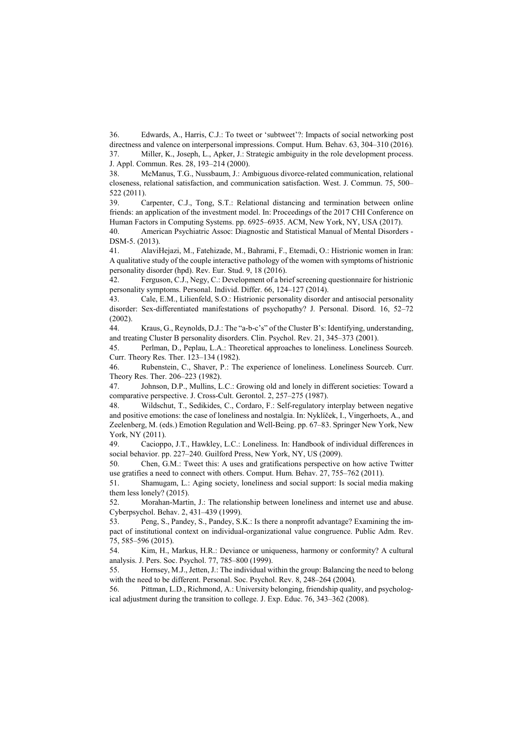36. Edwards, A., Harris, C.J.: To tweet or 'subtweet'?: Impacts of social networking post directness and valence on interpersonal impressions. Comput. Hum. Behav. 63, 304–310 (2016).
37. Miller, K., Joseph, L., Apker, J.: Strategic ambiguity in the role development process. J. Appl. Commun. Res. 28, 193–214 (2000).
38. McManus, T.G., Nussbaum, J.: Ambiguous divorce-related communication, relational closeness, relational satisfaction, and communication satisfaction. West. J. Commun. 75, 500–522 (2011).
39. Carpenter, C.J., Tong, S.T.: Relational distancing and termination between online friends: an application of the investment model. In: Proceedings of the 2017 CHI Conference on Human Factors in Computing Systems. pp. 6925–6935. ACM, New York, NY, USA (2017).
40. American Psychiatric Assoc: Diagnostic and Statistical Manual of Mental Disorders - DSM-5. (2013).
41. AlaviHejazi, M., Fatehizade, M., Bahrami, F., Etemadi, O.: Histrionic women in Iran: A qualitative study of the couple interactive pathology of the women with symptoms of histrionic personality disorder (hpd). Rev. Eur. Stud. 9, 18 (2016).
42. Ferguson, C.J., Negy, C.: Development of a brief screening questionnaire for histrionic personality symptoms. Personal. Individ. Differ. 66, 124–127 (2014).
43. Cale, E.M., Lilienfeld, S.O.: Histrionic personality disorder and antisocial personality disorder: Sex-differentiated manifestations of psychopathy? J. Personal. Disord. 16, 52–72 (2002).
44. Kraus, G., Reynolds, D.J.: The "a-b-c's" of the Cluster B's: Identifying, understanding, and treating Cluster B personality disorders. Clin. Psychol. Rev. 21, 345–373 (2001).
45. Perlman, D., Peplau, L.A.: Theoretical approaches to loneliness. Loneliness Sourceb. Curr. Theory Res. Ther. 123–134 (1982).
46. Rubenstein, C., Shaver, P.: The experience of loneliness. Loneliness Sourceb. Curr. Theory Res. Ther. 206–223 (1982).
47. Johnson, D.P., Mullins, L.C.: Growing old and lonely in different societies: Toward a comparative perspective. J. Cross-Cult. Gerontol. 2, 257–275 (1987).
48. Wildschut, T., Sedikides, C., Cordaro, F.: Self-regulatory interplay between negative and positive emotions: the case of loneliness and nostalgia. In: Nyklíček, I., Vingerhoets, A., and Zeelenberg, M. (eds.) Emotion Regulation and Well-Being. pp. 67–83. Springer New York, New York, NY (2011).
49. Cacioppo, J.T., Hawkley, L.C.: Loneliness. In: Handbook of individual differences in social behavior. pp. 227–240. Guilford Press, New York, NY, US (2009).
50. Chen, G.M.: Tweet this: A uses and gratifications perspective on how active Twitter use gratifies a need to connect with others. Comput. Hum. Behav. 27, 755–762 (2011).
51. Shamugam, L.: Aging society, loneliness and social support: Is social media making them less lonely? (2015).
52. Morahan-Martin, J.: The relationship between loneliness and internet use and abuse. Cyberpsychol. Behav. 2, 431–439 (1999).
53. Peng, S., Pandey, S., Pandey, S.K.: Is there a nonprofit advantage? Examining the impact of institutional context on individual-organizational value congruence. Public Adm. Rev. 75, 585–596 (2015).
54. Kim, H., Markus, H.R.: Deviance or uniqueness, harmony or conformity? A cultural analysis. J. Pers. Soc. Psychol. 77, 785–800 (1999).
55. Hornsey, M.J., Jetten, J.: The individual within the group: Balancing the need to belong with the need to be different. Personal. Soc. Psychol. Rev. 8, 248–264 (2004).
56. Pittman, L.D., Richmond, A.: University belonging, friendship quality, and psychological adjustment during the transition to college. J. Exp. Educ. 76, 343–362 (2008).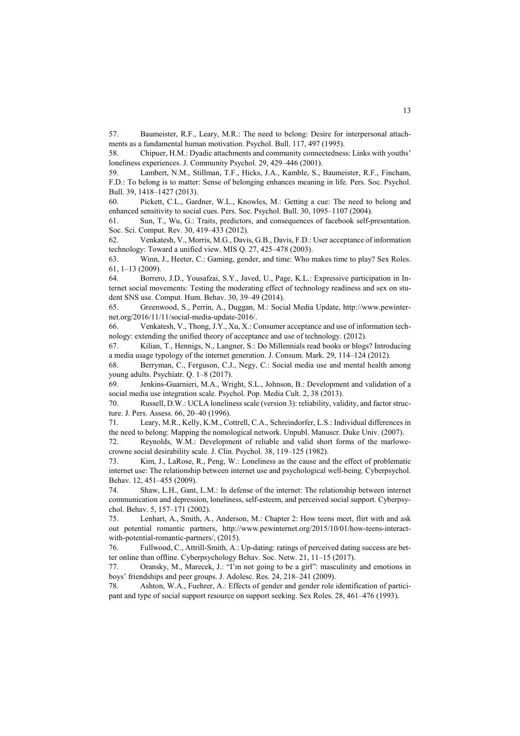57. Baumeister, R.F., Leary, M.R.: The need to belong: Desire for interpersonal attachments as a fundamental human motivation. Psychol. Bull. 117, 497 (1995).

58. Chipuer, H.M.: Dyadic attachments and community connectedness: Links with youths' loneliness experiences. J. Community Psychol. 29, 429–446 (2001).

59. Lambert, N.M., Stillman, T.F., Hicks, J.A., Kamble, S., Baumeister, R.F., Fincham, F.D.: To belong is to matter: Sense of belonging enhances meaning in life. Pers. Soc. Psychol. Bull. 39, 1418–1427 (2013).

60. Pickett, C.L., Gardner, W.L., Knowles, M.: Getting a cue: The need to belong and enhanced sensitivity to social cues. Pers. Soc. Psychol. Bull. 30, 1095–1107 (2004).

61. Sun, T., Wu, G.: Traits, predictors, and consequences of facebook self-presentation. Soc. Sci. Comput. Rev. 30, 419–433 (2012).

62. Venkatesh, V., Morris, M.G., Davis, G.B., Davis, F.D.: User acceptance of information technology: Toward a unified view. MIS Q. 27, 425–478 (2003).

63. Winn, J., Heeter, C.: Gaming, gender, and time: Who makes time to play? Sex Roles. 61, 1–13 (2009).

64. Borrero, J.D., Yousafzai, S.Y., Javed, U., Page, K.L.: Expressive participation in Internet social movements: Testing the moderating effect of technology readiness and sex on student SNS use. Comput. Hum. Behav. 30, 39–49 (2014).

65. Greenwood, S., Perrin, A., Duggan, M.: Social Media Update, http://www.pewinternet.org/2016/11/11/social-media-update-2016/.

66. Venkatesh, V., Thong, J.Y., Xu, X.: Consumer acceptance and use of information technology: extending the unified theory of acceptance and use of technology. (2012).

67. Kilian, T., Hennigs, N., Langner, S.: Do Millennials read books or blogs? Introducing a media usage typology of the internet generation. J. Consum. Mark. 29, 114–124 (2012).

68. Berryman, C., Ferguson, C.J., Negy, C.: Social media use and mental health among young adults. Psychiatr. Q. 1–8 (2017).

69. Jenkins-Guarnieri, M.A., Wright, S.L., Johnson, B.: Development and validation of a social media use integration scale. Psychol. Pop. Media Cult. 2, 38 (2013).

70. Russell, D.W.: UCLA loneliness scale (version 3): reliability, validity, and factor structure. J. Pers. Assess. 66, 20–40 (1996).

71. Leary, M.R., Kelly, K.M., Cottrell, C.A., Schreindorfer, L.S.: Individual differences in the need to belong: Mapping the nomological network. Unpubl. Manuscr. Duke Univ. (2007).

72. Reynolds, W.M.: Development of reliable and valid short forms of the marlowe-crowne social desirability scale. J. Clin. Psychol. 38, 119–125 (1982).

73. Kim, J., LaRose, R., Peng, W.: Loneliness as the cause and the effect of problematic internet use: The relationship between internet use and psychological well-being. Cyberpsychol. Behav. 12, 451–455 (2009).

74. Shaw, L.H., Gant, L.M.: In defense of the internet: The relationship between internet communication and depression, loneliness, self-esteem, and perceived social support. Cyberpsychol. Behav. 5, 157–171 (2002).

75. Lenhart, A., Smith, A., Anderson, M.: Chapter 2: How teens meet, flirt with and ask out potential romantic partners, http://www.pewinternet.org/2015/10/01/how-teens-interact-with-potential-romantic-partners/, (2015).

76. Fullwood, C., Attrill-Smith, A.: Up-dating: ratings of perceived dating success are better online than offline. Cyberpsychology Behav. Soc. Netw. 21, 11–15 (2017).

77. Oransky, M., Marecek, J.: "I'm not going to be a girl": masculinity and emotions in boys' friendships and peer groups. J. Adolesc. Res. 24, 218–241 (2009).

78. Ashton, W.A., Fuehrer, A.: Effects of gender and gender role identification of participant and type of social support resource on support seeking. Sex Roles. 28, 461–476 (1993).